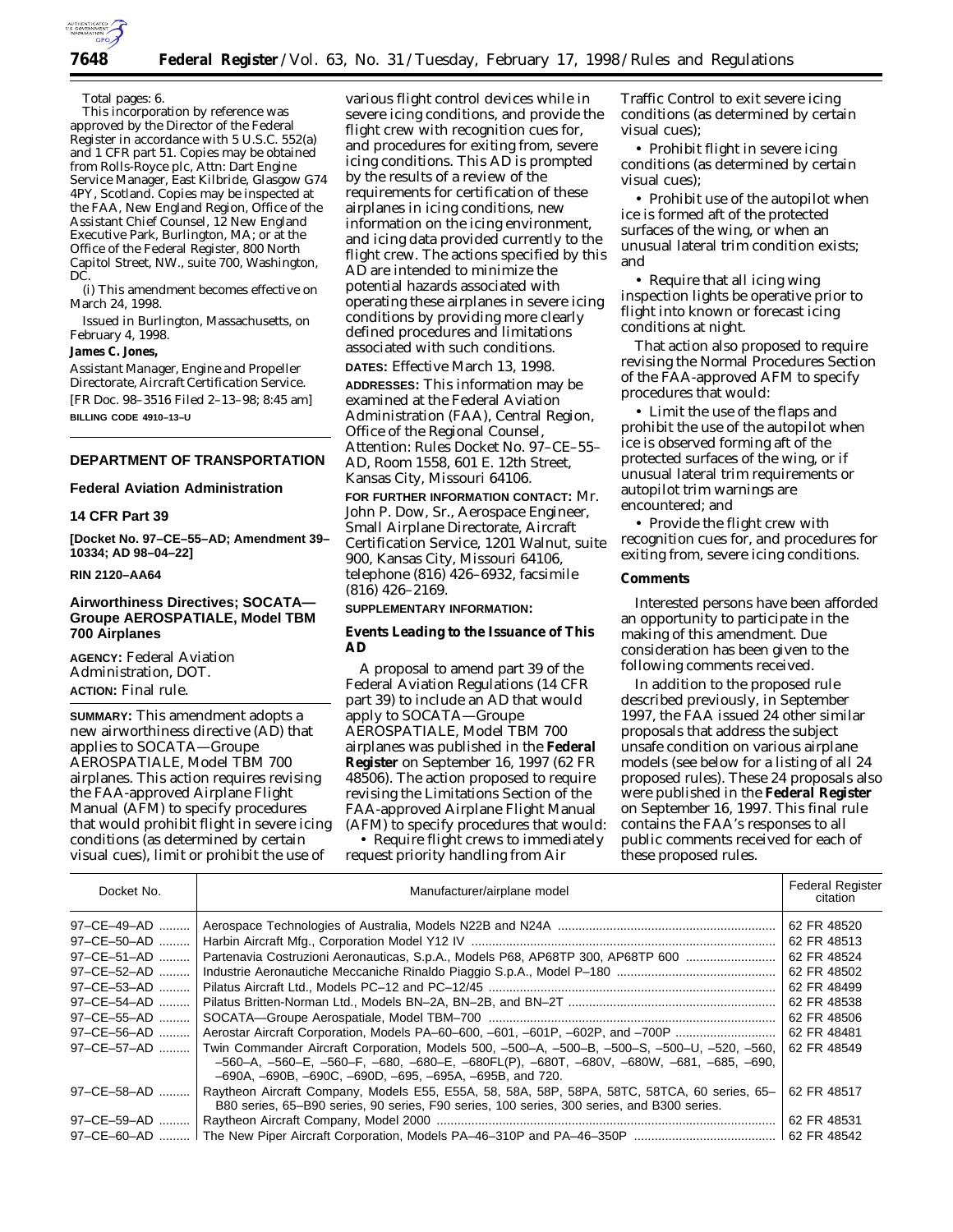Total pages: 6.

This incorporation by reference was approved by the Director of the Federal Register in accordance with 5 U.S.C. 552(a) and 1 CFR part 51. Copies may be obtained from Rolls-Royce plc, Attn: Dart Engine Service Manager, East Kilbride, Glasgow G74 4PY, Scotland. Copies may be inspected at the FAA, New England Region, Office of the Assistant Chief Counsel, 12 New England Executive Park, Burlington, MA; or at the Office of the Federal Register, 800 North Capitol Street, NW., suite 700, Washington, DC.

(i) This amendment becomes effective on March 24, 1998.

Issued in Burlington, Massachusetts, on February 4, 1998.

**James C. Jones,**

*Assistant Manager, Engine and Propeller Directorate, Aircraft Certification Service.*

[FR Doc. 98–3516 Filed 2–13–98; 8:45 am]

**BILLING CODE 4910–13–U**

## DEPARTMENT OF TRANSPORTATION

### Federal Aviation Administration

### 14 CFR Part 39

**[Docket No. 97–CE–55–AD; Amendment 39–10334; AD 98–04–22]**

**RIN 2120–AA64**

### Airworthiness Directives; SOCATA—Groupe AEROSPATIALE, Model TBM 700 Airplanes

**AGENCY:** Federal Aviation Administration, DOT.

**ACTION:** Final rule.

**SUMMARY:** This amendment adopts a new airworthiness directive (AD) that applies to SOCATA—Groupe AEROSPATIALE, Model TBM 700 airplanes. This action requires revising the FAA-approved Airplane Flight Manual (AFM) to specify procedures that would prohibit flight in severe icing conditions (as determined by certain visual cues), limit or prohibit the use of various flight control devices while in severe icing conditions, and provide the flight crew with recognition cues for, and procedures for exiting from, severe icing conditions. This AD is prompted by the results of a review of the requirements for certification of these airplanes in icing conditions, new information on the icing environment, and icing data provided currently to the flight crew. The actions specified by this AD are intended to minimize the potential hazards associated with operating these airplanes in severe icing conditions by providing more clearly defined procedures and limitations associated with such conditions.

**DATES:** Effective March 13, 1998.

**ADDRESSES:** This information may be examined at the Federal Aviation Administration (FAA), Central Region, Office of the Regional Counsel, Attention: Rules Docket No. 97–CE–55–AD, Room 1558, 601 E. 12th Street, Kansas City, Missouri 64106.

**FOR FURTHER INFORMATION CONTACT:** Mr. John P. Dow, Sr., Aerospace Engineer, Small Airplane Directorate, Aircraft Certification Service, 1201 Walnut, suite 900, Kansas City, Missouri 64106, telephone (816) 426–6932, facsimile (816) 426–2169.

**SUPPLEMENTARY INFORMATION:**

#### Events Leading to the Issuance of This AD

A proposal to amend part 39 of the Federal Aviation Regulations (14 CFR part 39) to include an AD that would apply to SOCATA—Groupe AEROSPATIALE, Model TBM 700 airplanes was published in the **Federal Register** on September 16, 1997 (62 FR 48506). The action proposed to require revising the Limitations Section of the FAA-approved Airplane Flight Manual (AFM) to specify procedures that would:

- Require flight crews to immediately request priority handling from Air Traffic Control to exit severe icing conditions (as determined by certain visual cues);
- Prohibit flight in severe icing conditions (as determined by certain visual cues);
- Prohibit use of the autopilot when ice is formed aft of the protected surfaces of the wing, or when an unusual lateral trim condition exists; and
- Require that all icing wing inspection lights be operative prior to flight into known or forecast icing conditions at night.

That action also proposed to require revising the Normal Procedures Section of the FAA-approved AFM to specify procedures that would:

- Limit the use of the flaps and prohibit the use of the autopilot when ice is observed forming aft of the protected surfaces of the wing, or if unusual lateral trim requirements or autopilot trim warnings are encountered; and
- Provide the flight crew with recognition cues for, and procedures for exiting from, severe icing conditions.

#### Comments

Interested persons have been afforded an opportunity to participate in the making of this amendment. Due consideration has been given to the following comments received.

In addition to the proposed rule described previously, in September 1997, the FAA issued 24 other similar proposals that address the subject unsafe condition on various airplane models (see below for a listing of all 24 proposed rules). These 24 proposals also were published in the **Federal Register** on September 16, 1997. This final rule contains the FAA's responses to all public comments received for each of these proposed rules.

| Docket No. | Manufacturer/airplane model | Federal Register citation |
|---|---|---|
| 97–CE–49–AD | Aerospace Technologies of Australia, Models N22B and N24A | 62 FR 48520 |
| 97–CE–50–AD | Harbin Aircraft Mfg., Corporation Model Y12 IV | 62 FR 48513 |
| 97–CE–51–AD | Partenavia Costruzioni Aeronauticas, S.p.A., Models P68, AP68TP 300, AP68TP 600 | 62 FR 48524 |
| 97–CE–52–AD | Industrie Aeronautiche Meccaniche Rinaldo Piaggio S.p.A., Model P–180 | 62 FR 48502 |
| 97–CE–53–AD | Pilatus Aircraft Ltd., Models PC–12 and PC–12/45 | 62 FR 48499 |
| 97–CE–54–AD | Pilatus Britten-Norman Ltd., Models BN–2A, BN–2B, and BN–2T | 62 FR 48538 |
| 97–CE–55–AD | SOCATA—Groupe Aerospatiale, Model TBM–700 | 62 FR 48506 |
| 97–CE–56–AD | Aerostar Aircraft Corporation, Models PA–60–600, –601, –601P, –602P, and –700P | 62 FR 48481 |
| 97–CE–57–AD | Twin Commander Aircraft Corporation, Models 500, –500–A, –500–B, –500–S, –500–U, –520, –560, –560–A, –560–E, –560–F, –680, –680–E, –680FL(P), –680T, –680V, –680W, –681, –685, –690, –690A, –690B, –690C, –690D, –695, –695A, –695B, and 720. | 62 FR 48549 |
| 97–CE–58–AD | Raytheon Aircraft Company, Models E55, E55A, 58, 58A, 58P, 58PA, 58TC, 58TCA, 60 series, 65–B80 series, 65–B90 series, 90 series, F90 series, 100 series, 300 series, and B300 series. | 62 FR 48517 |
| 97–CE–59–AD | Raytheon Aircraft Company, Model 2000 | 62 FR 48531 |
| 97–CE–60–AD | The New Piper Aircraft Corporation, Models PA–46–310P and PA–46–350P | 62 FR 48542 |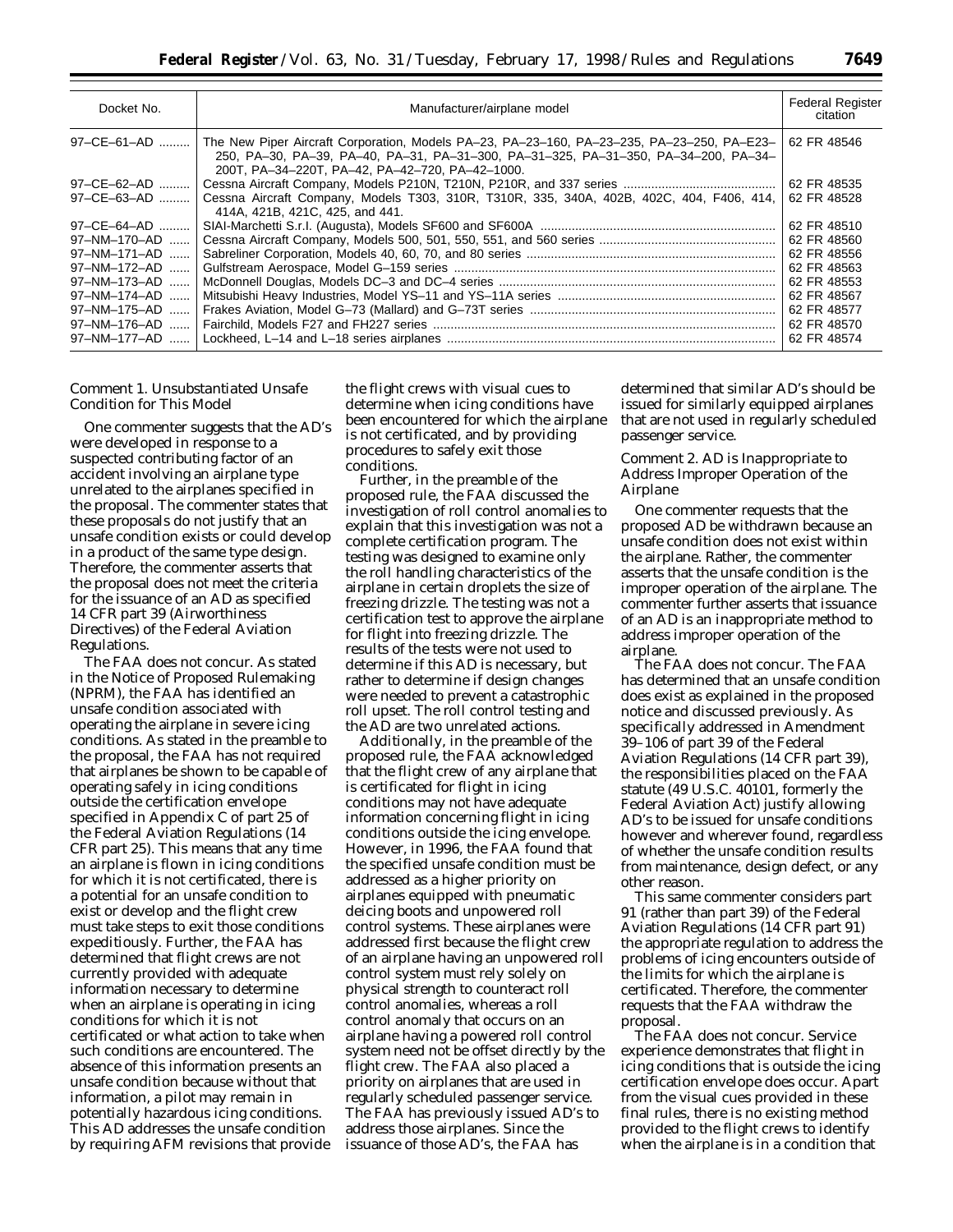| Docket No. | Manufacturer/airplane model | Federal Register citation |
|---|---|---|
| 97–CE–61–AD | The New Piper Aircraft Corporation, Models PA–23, PA–23–160, PA–23–235, PA–23–250, PA–E23–250, PA–30, PA–39, PA–40, PA–31, PA–31–300, PA–31–325, PA–31–350, PA–34–200, PA–34–200T, PA–34–220T, PA–42, PA–42–720, PA–42–1000. | 62 FR 48546 |
| 97–CE–62–AD | Cessna Aircraft Company, Models P210N, T210N, P210R, and 337 series | 62 FR 48535 |
| 97–CE–63–AD | Cessna Aircraft Company, Models T303, 310R, T310R, 335, 340A, 402B, 402C, 404, F406, 414, 414A, 421B, 421C, 425, and 441. | 62 FR 48528 |
| 97–CE–64–AD | SIAI-Marchetti S.r.I. (Augusta), Models SF600 and SF600A | 62 FR 48510 |
| 97–NM–170–AD | Cessna Aircraft Company, Models 500, 501, 550, 551, and 560 series | 62 FR 48560 |
| 97–NM–171–AD | Sabreliner Corporation, Models 40, 60, 70, and 80 series | 62 FR 48556 |
| 97–NM–172–AD | Gulfstream Aerospace, Model G–159 series | 62 FR 48563 |
| 97–NM–173–AD | McDonnell Douglas, Models DC–3 and DC–4 series | 62 FR 48553 |
| 97–NM–174–AD | Mitsubishi Heavy Industries, Model YS–11 and YS–11A series | 62 FR 48567 |
| 97–NM–175–AD | Frakes Aviation, Model G–73 (Mallard) and G–73T series | 62 FR 48577 |
| 97–NM–176–AD | Fairchild, Models F27 and FH227 series | 62 FR 48570 |
| 97–NM–177–AD | Lockheed, L–14 and L–18 series airplanes | 62 FR 48574 |

### Comment 1. Unsubstantiated Unsafe Condition for This Model

One commenter suggests that the AD's were developed in response to a suspected contributing factor of an accident involving an airplane type unrelated to the airplanes specified in the proposal. The commenter states that these proposals do not justify that an unsafe condition exists or could develop in a product of the same type design. Therefore, the commenter asserts that the proposal does not meet the criteria for the issuance of an AD as specified 14 CFR part 39 (Airworthiness Directives) of the Federal Aviation Regulations.

The FAA does not concur. As stated in the Notice of Proposed Rulemaking (NPRM), the FAA has identified an unsafe condition associated with operating the airplane in severe icing conditions. As stated in the preamble to the proposal, the FAA has not required that airplanes be shown to be capable of operating safely in icing conditions outside the certification envelope specified in Appendix C of part 25 of the Federal Aviation Regulations (14 CFR part 25). This means that any time an airplane is flown in icing conditions for which it is not certificated, there is a potential for an unsafe condition to exist or develop and the flight crew must take steps to exit those conditions expeditiously. Further, the FAA has determined that flight crews are not currently provided with adequate information necessary to determine when an airplane is operating in icing conditions for which it is not certificated or what action to take when such conditions are encountered. The absence of this information presents an unsafe condition because without that information, a pilot may remain in potentially hazardous icing conditions. This AD addresses the unsafe condition by requiring AFM revisions that provide the flight crews with visual cues to determine when icing conditions have been encountered for which the airplane is not certificated, and by providing procedures to safely exit those conditions.

Further, in the preamble of the proposed rule, the FAA discussed the investigation of roll control anomalies to explain that this investigation was not a complete certification program. The testing was designed to examine only the roll handling characteristics of the airplane in certain droplets the size of freezing drizzle. The testing was not a certification test to approve the airplane for flight into freezing drizzle. The results of the tests were not used to determine if this AD is necessary, but rather to determine if design changes were needed to prevent a catastrophic roll upset. The roll control testing and the AD are two unrelated actions.

Additionally, in the preamble of the proposed rule, the FAA acknowledged that the flight crew of any airplane that is certificated for flight in icing conditions may not have adequate information concerning flight in icing conditions outside the icing envelope. However, in 1996, the FAA found that the specified unsafe condition must be addressed as a higher priority on airplanes equipped with pneumatic deicing boots and unpowered roll control systems. These airplanes were addressed first because the flight crew of an airplane having an unpowered roll control system must rely solely on physical strength to counteract roll control anomalies, whereas a roll control anomaly that occurs on an airplane having a powered roll control system need not be offset directly by the flight crew. The FAA also placed a priority on airplanes that are used in regularly scheduled passenger service. The FAA has previously issued AD's to address those airplanes. Since the issuance of those AD's, the FAA has determined that similar AD's should be issued for similarly equipped airplanes that are not used in regularly scheduled passenger service.

### Comment 2. AD is Inappropriate to Address Improper Operation of the Airplane

One commenter requests that the proposed AD be withdrawn because an unsafe condition does not exist within the airplane. Rather, the commenter asserts that the unsafe condition is the improper operation of the airplane. The commenter further asserts that issuance of an AD is an inappropriate method to address improper operation of the airplane.

The FAA does not concur. The FAA has determined that an unsafe condition does exist as explained in the proposed notice and discussed previously. As specifically addressed in Amendment 39–106 of part 39 of the Federal Aviation Regulations (14 CFR part 39), the responsibilities placed on the FAA statute (49 U.S.C. 40101, formerly the Federal Aviation Act) justify allowing AD's to be issued for unsafe conditions however and wherever found, regardless of whether the unsafe condition results from maintenance, design defect, or any other reason.

This same commenter considers part 91 (rather than part 39) of the Federal Aviation Regulations (14 CFR part 91) the appropriate regulation to address the problems of icing encounters outside of the limits for which the airplane is certificated. Therefore, the commenter requests that the FAA withdraw the proposal.

The FAA does not concur. Service experience demonstrates that flight in icing conditions that is outside the icing certification envelope does occur. Apart from the visual cues provided in these final rules, there is no existing method provided to the flight crews to identify when the airplane is in a condition that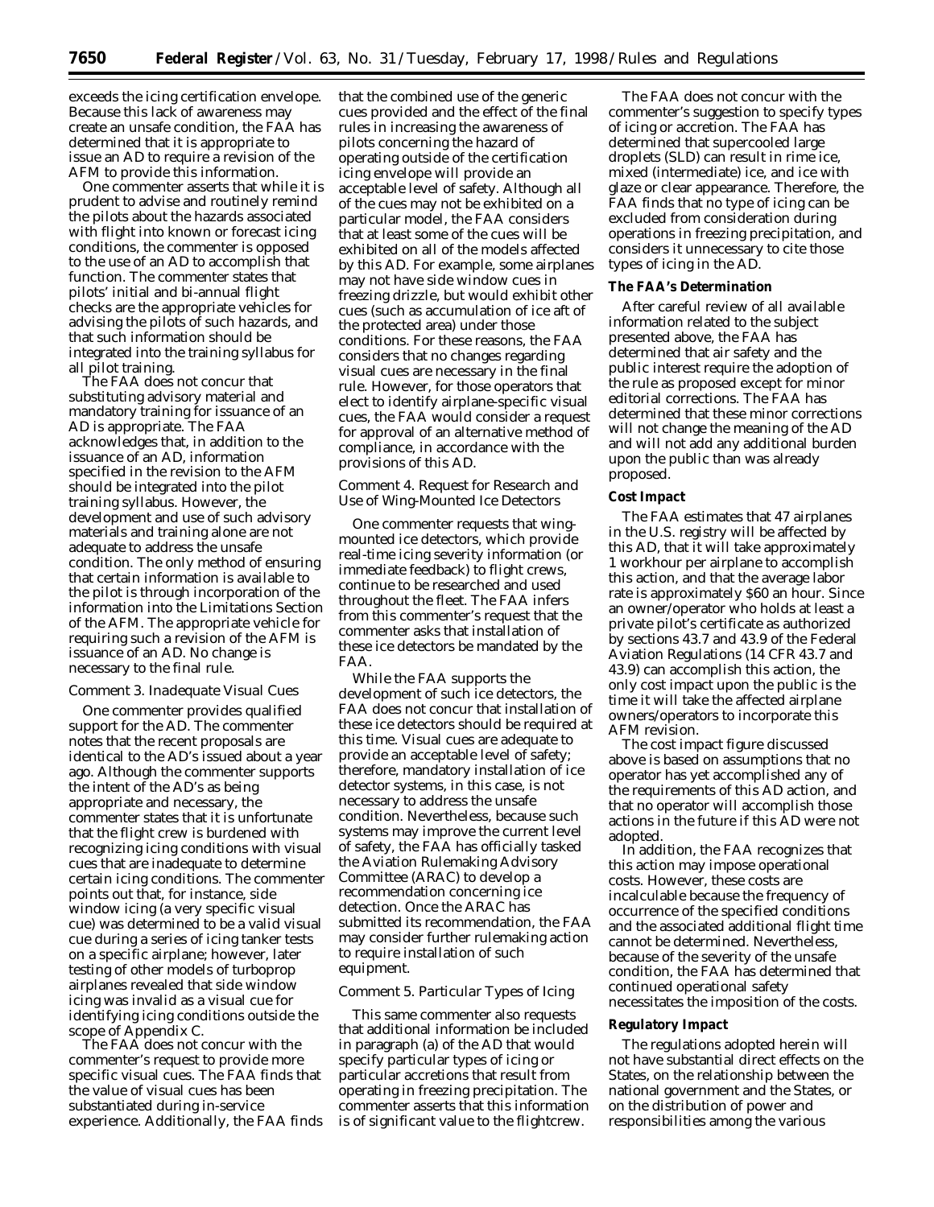exceeds the icing certification envelope. Because this lack of awareness may create an unsafe condition, the FAA has determined that it is appropriate to issue an AD to require a revision of the AFM to provide this information.

One commenter asserts that while it is prudent to advise and routinely remind the pilots about the hazards associated with flight into known or forecast icing conditions, the commenter is opposed to the use of an AD to accomplish that function. The commenter states that pilots' initial and bi-annual flight checks are the appropriate vehicles for advising the pilots of such hazards, and that such information should be integrated into the training syllabus for all pilot training.

The FAA does not concur that substituting advisory material and mandatory training for issuance of an AD is appropriate. The FAA acknowledges that, in addition to the issuance of an AD, information specified in the revision to the AFM should be integrated into the pilot training syllabus. However, the development and use of such advisory materials and training alone are not adequate to address the unsafe condition. The only method of ensuring that certain information is available to the pilot is through incorporation of the information into the Limitations Section of the AFM. The appropriate vehicle for requiring such a revision of the AFM is issuance of an AD. No change is necessary to the final rule.

*Comment 3. Inadequate Visual Cues*

One commenter provides qualified support for the AD. The commenter notes that the recent proposals are identical to the AD's issued about a year ago. Although the commenter supports the intent of the AD's as being appropriate and necessary, the commenter states that it is unfortunate that the flight crew is burdened with recognizing icing conditions with visual cues that are inadequate to determine certain icing conditions. The commenter points out that, for instance, side window icing (a very specific visual cue) was determined to be a valid visual cue during a series of icing tanker tests on a specific airplane; however, later testing of other models of turboprop airplanes revealed that side window icing was invalid as a visual cue for identifying icing conditions outside the scope of Appendix C.

The FAA does not concur with the commenter's request to provide more specific visual cues. The FAA finds that the value of visual cues has been substantiated during in-service experience. Additionally, the FAA finds that the combined use of the generic cues provided and the effect of the final rules in increasing the awareness of pilots concerning the hazard of operating outside of the certification icing envelope will provide an acceptable level of safety. Although all of the cues may not be exhibited on a particular model, the FAA considers that at least some of the cues will be exhibited on all of the models affected by this AD. For example, some airplanes may not have side window cues in freezing drizzle, but would exhibit other cues (such as accumulation of ice aft of the protected area) under those conditions. For these reasons, the FAA considers that no changes regarding visual cues are necessary in the final rule. However, for those operators that elect to identify airplane-specific visual cues, the FAA would consider a request for approval of an alternative method of compliance, in accordance with the provisions of this AD.

*Comment 4. Request for Research and Use of Wing-Mounted Ice Detectors*

One commenter requests that wing-mounted ice detectors, which provide real-time icing severity information (or immediate feedback) to flight crews, continue to be researched and used throughout the fleet. The FAA infers from this commenter's request that the commenter asks that installation of these ice detectors be mandated by the FAA.

While the FAA supports the development of such ice detectors, the FAA does not concur that installation of these ice detectors should be required at this time. Visual cues are adequate to provide an acceptable level of safety; therefore, mandatory installation of ice detector systems, in this case, is not necessary to address the unsafe condition. Nevertheless, because such systems may improve the current level of safety, the FAA has officially tasked the Aviation Rulemaking Advisory Committee (ARAC) to develop a recommendation concerning ice detection. Once the ARAC has submitted its recommendation, the FAA may consider further rulemaking action to require installation of such equipment.

*Comment 5. Particular Types of Icing*

This same commenter also requests that additional information be included in paragraph (a) of the AD that would specify particular types of icing or particular accretions that result from operating in freezing precipitation. The commenter asserts that this information is of significant value to the flightcrew.

The FAA does not concur with the commenter's suggestion to specify types of icing or accretion. The FAA has determined that supercooled large droplets (SLD) can result in rime ice, mixed (intermediate) ice, and ice with glaze or clear appearance. Therefore, the FAA finds that no type of icing can be excluded from consideration during operations in freezing precipitation, and considers it unnecessary to cite those types of icing in the AD.

**The FAA's Determination**

After careful review of all available information related to the subject presented above, the FAA has determined that air safety and the public interest require the adoption of the rule as proposed except for minor editorial corrections. The FAA has determined that these minor corrections will not change the meaning of the AD and will not add any additional burden upon the public than was already proposed.

**Cost Impact**

The FAA estimates that 47 airplanes in the U.S. registry will be affected by this AD, that it will take approximately 1 workhour per airplane to accomplish this action, and that the average labor rate is approximately $60 an hour. Since an owner/operator who holds at least a private pilot's certificate as authorized by sections 43.7 and 43.9 of the Federal Aviation Regulations (14 CFR 43.7 and 43.9) can accomplish this action, the only cost impact upon the public is the time it will take the affected airplane owners/operators to incorporate this AFM revision.

The cost impact figure discussed above is based on assumptions that no operator has yet accomplished any of the requirements of this AD action, and that no operator will accomplish those actions in the future if this AD were not adopted.

In addition, the FAA recognizes that this action may impose operational costs. However, these costs are incalculable because the frequency of occurrence of the specified conditions and the associated additional flight time cannot be determined. Nevertheless, because of the severity of the unsafe condition, the FAA has determined that continued operational safety necessitates the imposition of the costs.

**Regulatory Impact**

The regulations adopted herein will not have substantial direct effects on the States, on the relationship between the national government and the States, or on the distribution of power and responsibilities among the various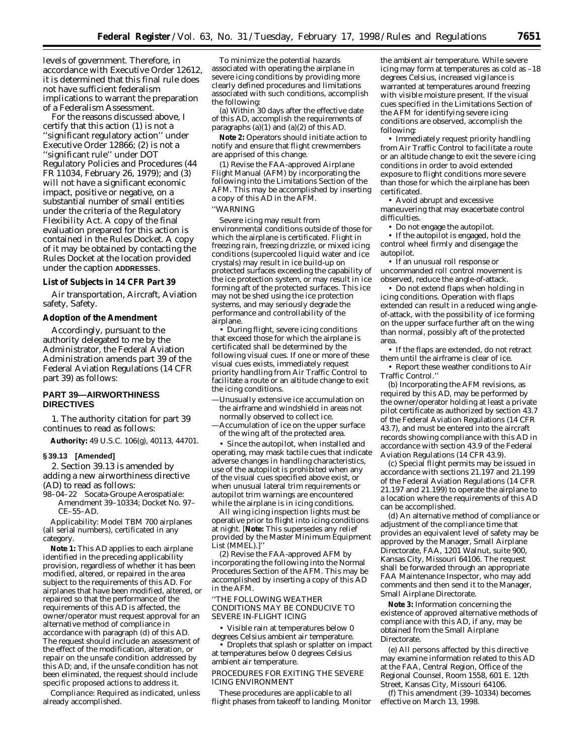levels of government. Therefore, in accordance with Executive Order 12612, it is determined that this final rule does not have sufficient federalism implications to warrant the preparation of a Federalism Assessment.

For the reasons discussed above, I certify that this action (1) is not a ''significant regulatory action'' under Executive Order 12866; (2) is not a ''significant rule'' under DOT Regulatory Policies and Procedures (44 FR 11034, February 26, 1979); and (3) will not have a significant economic impact, positive or negative, on a substantial number of small entities under the criteria of the Regulatory Flexibility Act. A copy of the final evaluation prepared for this action is contained in the Rules Docket. A copy of it may be obtained by contacting the Rules Docket at the location provided under the caption **ADDRESSES**.

**List of Subjects in 14 CFR Part 39**

Air transportation, Aircraft, Aviation safety, Safety.

**Adoption of the Amendment**

Accordingly, pursuant to the authority delegated to me by the Administrator, the Federal Aviation Administration amends part 39 of the Federal Aviation Regulations (14 CFR part 39) as follows:

## PART 39—AIRWORTHINESS DIRECTIVES

1. The authority citation for part 39 continues to read as follows:

**Authority:** 49 U.S.C. 106(g), 40113, 44701.

**§ 39.13 [Amended]**

2. Section 39.13 is amended by adding a new airworthiness directive (AD) to read as follows:

98–04–22 Socata-Groupe Aerospatiale: Amendment 39–10334; Docket No. 97–CE–55–AD.

*Applicability:* Model TBM 700 airplanes (all serial numbers), certificated in any category.

**Note 1:** This AD applies to each airplane identified in the preceding applicability provision, regardless of whether it has been modified, altered, or repaired in the area subject to the requirements of this AD. For airplanes that have been modified, altered, or repaired so that the performance of the requirements of this AD is affected, the owner/operator must request approval for an alternative method of compliance in accordance with paragraph (d) of this AD. The request should include an assessment of the effect of the modification, alteration, or repair on the unsafe condition addressed by this AD; and, if the unsafe condition has not been eliminated, the request should include specific proposed actions to address it.

*Compliance:* Required as indicated, unless already accomplished.

To minimize the potential hazards associated with operating the airplane in severe icing conditions by providing more clearly defined procedures and limitations associated with such conditions, accomplish the following:

(a) Within 30 days after the effective date of this AD, accomplish the requirements of paragraphs (a)(1) and (a)(2) of this AD.

**Note 2:** Operators should initiate action to notify and ensure that flight crewmembers are apprised of this change.

(1) Revise the FAA-approved Airplane Flight Manual (AFM) by incorporating the following into the Limitations Section of the AFM. This may be accomplished by inserting a copy of this AD in the AFM.

''WARNING

Severe icing may result from environmental conditions outside of those for which the airplane is certificated. Flight in freezing rain, freezing drizzle, or mixed icing conditions (supercooled liquid water and ice crystals) may result in ice build-up on protected surfaces exceeding the capability of the ice protection system, or may result in ice forming aft of the protected surfaces. This ice may not be shed using the ice protection systems, and may seriously degrade the performance and controllability of the airplane.

• During flight, severe icing conditions that exceed those for which the airplane is certificated shall be determined by the following visual cues. If one or more of these visual cues exists, immediately request priority handling from Air Traffic Control to facilitate a route or an altitude change to exit the icing conditions.

—Unusually extensive ice accumulation on the airframe and windshield in areas not normally observed to collect ice.

—Accumulation of ice on the upper surface of the wing aft of the protected area.

• Since the autopilot, when installed and operating, may mask tactile cues that indicate adverse changes in handling characteristics, use of the autopilot is prohibited when any of the visual cues specified above exist, or when unusual lateral trim requirements or autopilot trim warnings are encountered while the airplane is in icing conditions.

All wing icing inspection lights must be operative prior to flight into icing conditions at night. [**Note:** This supersedes any relief provided by the Master Minimum Equipment List (MMEL).]''

(2) Revise the FAA-approved AFM by incorporating the following into the Normal Procedures Section of the AFM. This may be accomplished by inserting a copy of this AD in the AFM.

''THE FOLLOWING WEATHER CONDITIONS MAY BE CONDUCIVE TO SEVERE IN-FLIGHT ICING

• Visible rain at temperatures below 0 degrees Celsius ambient air temperature.

• Droplets that splash or splatter on impact at temperatures below 0 degrees Celsius ambient air temperature.

PROCEDURES FOR EXITING THE SEVERE ICING ENVIRONMENT

These procedures are applicable to all flight phases from takeoff to landing. Monitor the ambient air temperature. While severe icing may form at temperatures as cold as –18 degrees Celsius, increased vigilance is warranted at temperatures around freezing with visible moisture present. If the visual cues specified in the Limitations Section of the AFM for identifying severe icing conditions are observed, accomplish the following:

• Immediately request priority handling from Air Traffic Control to facilitate a route or an altitude change to exit the severe icing conditions in order to avoid extended exposure to flight conditions more severe than those for which the airplane has been certificated.

• Avoid abrupt and excessive maneuvering that may exacerbate control difficulties.

• Do not engage the autopilot.

• If the autopilot is engaged, hold the control wheel firmly and disengage the autopilot.

• If an unusual roll response or uncommanded roll control movement is observed, reduce the angle-of-attack.

• Do not extend flaps when holding in icing conditions. Operation with flaps extended can result in a reduced wing angle-of-attack, with the possibility of ice forming on the upper surface further aft on the wing than normal, possibly aft of the protected area.

• If the flaps are extended, do not retract them until the airframe is clear of ice.

• Report these weather conditions to Air Traffic Control.''

(b) Incorporating the AFM revisions, as required by this AD, may be performed by the owner/operator holding at least a private pilot certificate as authorized by section 43.7 of the Federal Aviation Regulations (14 CFR 43.7), and must be entered into the aircraft records showing compliance with this AD in accordance with section 43.9 of the Federal Aviation Regulations (14 CFR 43.9).

(c) Special flight permits may be issued in accordance with sections 21.197 and 21.199 of the Federal Aviation Regulations (14 CFR 21.197 and 21.199) to operate the airplane to a location where the requirements of this AD can be accomplished.

(d) An alternative method of compliance or adjustment of the compliance time that provides an equivalent level of safety may be approved by the Manager, Small Airplane Directorate, FAA, 1201 Walnut, suite 900, Kansas City, Missouri 64106. The request shall be forwarded through an appropriate FAA Maintenance Inspector, who may add comments and then send it to the Manager, Small Airplane Directorate.

**Note 3:** Information concerning the existence of approved alternative methods of compliance with this AD, if any, may be obtained from the Small Airplane Directorate.

(e) All persons affected by this directive may examine information related to this AD at the FAA, Central Region, Office of the Regional Counsel, Room 1558, 601 E. 12th Street, Kansas City, Missouri 64106.

(f) This amendment (39–10334) becomes effective on March 13, 1998.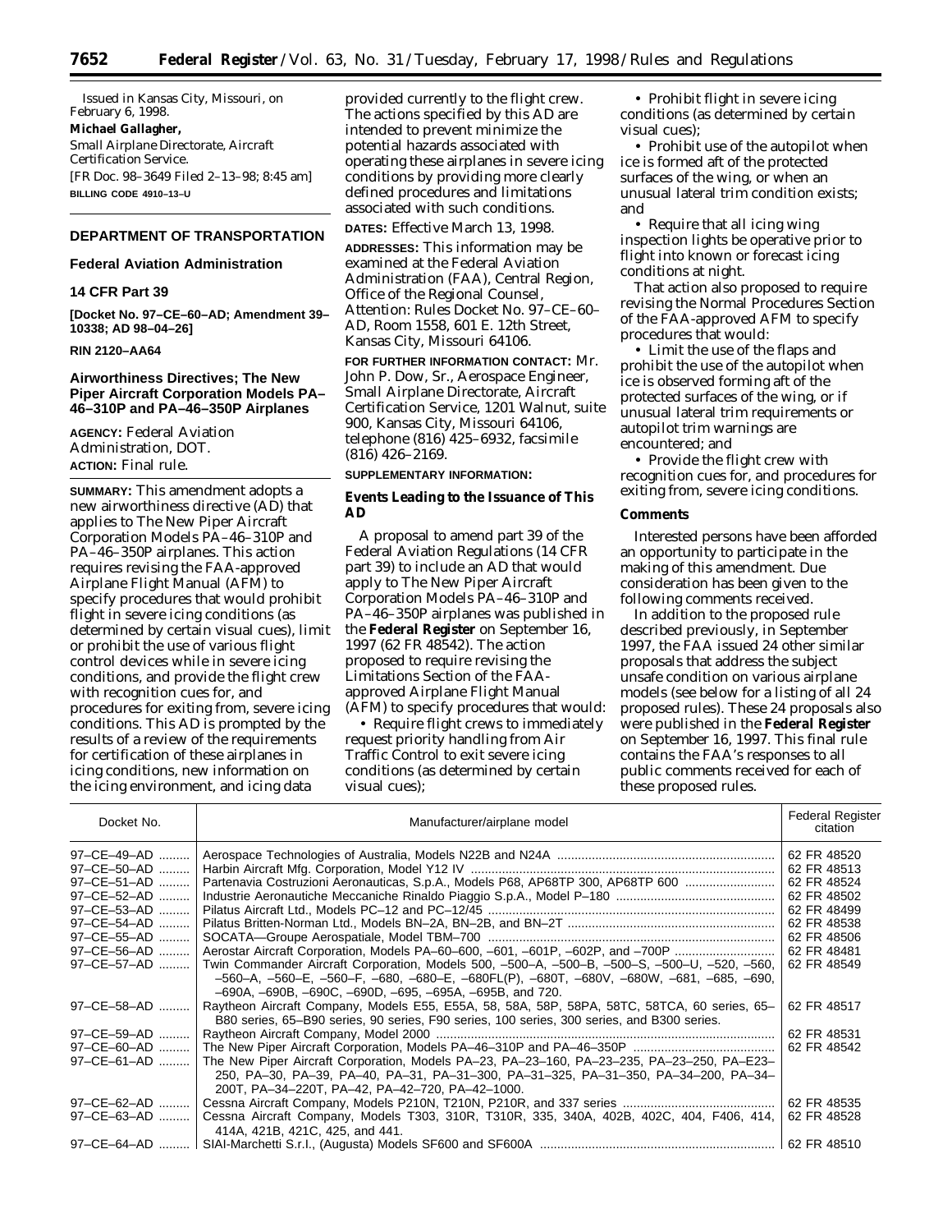Issued in Kansas City, Missouri, on February 6, 1998.

**Michael Gallagher,**

*Small Airplane Directorate, Aircraft Certification Service.*

[FR Doc. 98–3649 Filed 2–13–98; 8:45 am]

**BILLING CODE 4910–13–U**

---

**DEPARTMENT OF TRANSPORTATION**

**Federal Aviation Administration**

**14 CFR Part 39**

**[Docket No. 97–CE–60–AD; Amendment 39–10338; AD 98–04–26]**

**RIN 2120–AA64**

## Airworthiness Directives; The New Piper Aircraft Corporation Models PA–46–310P and PA–46–350P Airplanes

**AGENCY:** Federal Aviation Administration, DOT.

**ACTION:** Final rule.

**SUMMARY:** This amendment adopts a new airworthiness directive (AD) that applies to The New Piper Aircraft Corporation Models PA–46–310P and PA–46–350P airplanes. This action requires revising the FAA-approved Airplane Flight Manual (AFM) to specify procedures that would prohibit flight in severe icing conditions (as determined by certain visual cues), limit or prohibit the use of various flight control devices while in severe icing conditions, and provide the flight crew with recognition cues for, and procedures for exiting from, severe icing conditions. This AD is prompted by the results of a review of the requirements for certification of these airplanes in icing conditions, new information on the icing environment, and icing data provided currently to the flight crew. The actions specified by this AD are intended to prevent minimize the potential hazards associated with operating these airplanes in severe icing conditions by providing more clearly defined procedures and limitations associated with such conditions.

**DATES:** Effective March 13, 1998.

**ADDRESSES:** This information may be examined at the Federal Aviation Administration (FAA), Central Region, Office of the Regional Counsel, Attention: Rules Docket No. 97–CE–60–AD, Room 1558, 601 E. 12th Street, Kansas City, Missouri 64106.

**FOR FURTHER INFORMATION CONTACT:** Mr. John P. Dow, Sr., Aerospace Engineer, Small Airplane Directorate, Aircraft Certification Service, 1201 Walnut, suite 900, Kansas City, Missouri 64106, telephone (816) 425–6932, facsimile (816) 426–2169.

**SUPPLEMENTARY INFORMATION:**

### Events Leading to the Issuance of This AD

A proposal to amend part 39 of the Federal Aviation Regulations (14 CFR part 39) to include an AD that would apply to The New Piper Aircraft Corporation Models PA–46–310P and PA–46–350P airplanes was published in the **Federal Register** on September 16, 1997 (62 FR 48542). The action proposed to require revising the Limitations Section of the FAA-approved Airplane Flight Manual (AFM) to specify procedures that would:

- Require flight crews to immediately request priority handling from Air Traffic Control to exit severe icing conditions (as determined by certain visual cues);
- Prohibit flight in severe icing conditions (as determined by certain visual cues);
- Prohibit use of the autopilot when ice is formed aft of the protected surfaces of the wing, or when an unusual lateral trim condition exists; and
- Require that all icing wing inspection lights be operative prior to flight into known or forecast icing conditions at night.

That action also proposed to require revising the Normal Procedures Section of the FAA-approved AFM to specify procedures that would:

- Limit the use of the flaps and prohibit the use of the autopilot when ice is observed forming aft of the protected surfaces of the wing, or if unusual lateral trim requirements or autopilot trim warnings are encountered; and
- Provide the flight crew with recognition cues for, and procedures for exiting from, severe icing conditions.

### Comments

Interested persons have been afforded an opportunity to participate in the making of this amendment. Due consideration has been given to the following comments received.

In addition to the proposed rule described previously, in September 1997, the FAA issued 24 other similar proposals that address the subject unsafe condition on various airplane models (see below for a listing of all 24 proposed rules). These 24 proposals also were published in the **Federal Register** on September 16, 1997. This final rule contains the FAA's responses to all public comments received for each of these proposed rules.

| Docket No. | Manufacturer/airplane model | Federal Register citation |
|---|---|---|
| 97–CE–49–AD | Aerospace Technologies of Australia, Models N22B and N24A | 62 FR 48520 |
| 97–CE–50–AD | Harbin Aircraft Mfg. Corporation, Model Y12 IV | 62 FR 48513 |
| 97–CE–51–AD | Partenavia Costruzioni Aeronauticas, S.p.A., Models P68, AP68TP 300, AP68TP 600 | 62 FR 48524 |
| 97–CE–52–AD | Industrie Aeronautiche Meccaniche Rinaldo Piaggio S.p.A., Model P–180 | 62 FR 48502 |
| 97–CE–53–AD | Pilatus Aircraft Ltd., Models PC–12 and PC–12/45 | 62 FR 48499 |
| 97–CE–54–AD | Pilatus Britten-Norman Ltd., Models BN–2A, BN–2B, and BN–2T | 62 FR 48538 |
| 97–CE–55–AD | SOCATA—Groupe Aerospatiale, Model TBM–700 | 62 FR 48506 |
| 97–CE–56–AD | Aerostar Aircraft Corporation, Models PA–60–600, –601, –601P, –602P, and –700P | 62 FR 48481 |
| 97–CE–57–AD | Twin Commander Aircraft Corporation, Models 500, –500–A, –500–B, –500–S, –500–U, –520, –560, –560–A, –560–E, –560–F, –680, –680–E, –680FL(P), –680T, –680V, –680W, –681, –685, –690, –690A, –690B, –690C, –690D, –695, –695A, –695B, and 720. | 62 FR 48549 |
| 97–CE–58–AD | Raytheon Aircraft Company, Models E55, E55A, 58, 58A, 58P, 58PA, 58TC, 58TCA, 60 series, 65–B80 series, 65–B90 series, 90 series, F90 series, 100 series, 300 series, and B300 series. | 62 FR 48517 |
| 97–CE–59–AD | Raytheon Aircraft Company, Model 2000 | 62 FR 48531 |
| 97–CE–60–AD | The New Piper Aircraft Corporation, Models PA–46–310P and PA–46–350P | 62 FR 48542 |
| 97–CE–61–AD | The New Piper Aircraft Corporation, Models PA–23, PA–23–160, PA–23–235, PA–23–250, PA–E23–250, PA–30, PA–39, PA–40, PA–31, PA–31–300, PA–31–325, PA–31–350, PA–34–200, PA–34–200T, PA–34–220T, PA–42, PA–42–720, PA–42–1000. | |
| 97–CE–62–AD | Cessna Aircraft Company, Models P210N, T210N, P210R, and 337 series | 62 FR 48535 |
| 97–CE–63–AD | Cessna Aircraft Company, Models T303, 310R, T310R, 335, 340A, 402B, 402C, 404, F406, 414, 414A, 421B, 421C, 425, and 441. | 62 FR 48528 |
| 97–CE–64–AD | SIAI-Marchetti S.r.l., (Augusta) Models SF600 and SF600A | 62 FR 48510 |